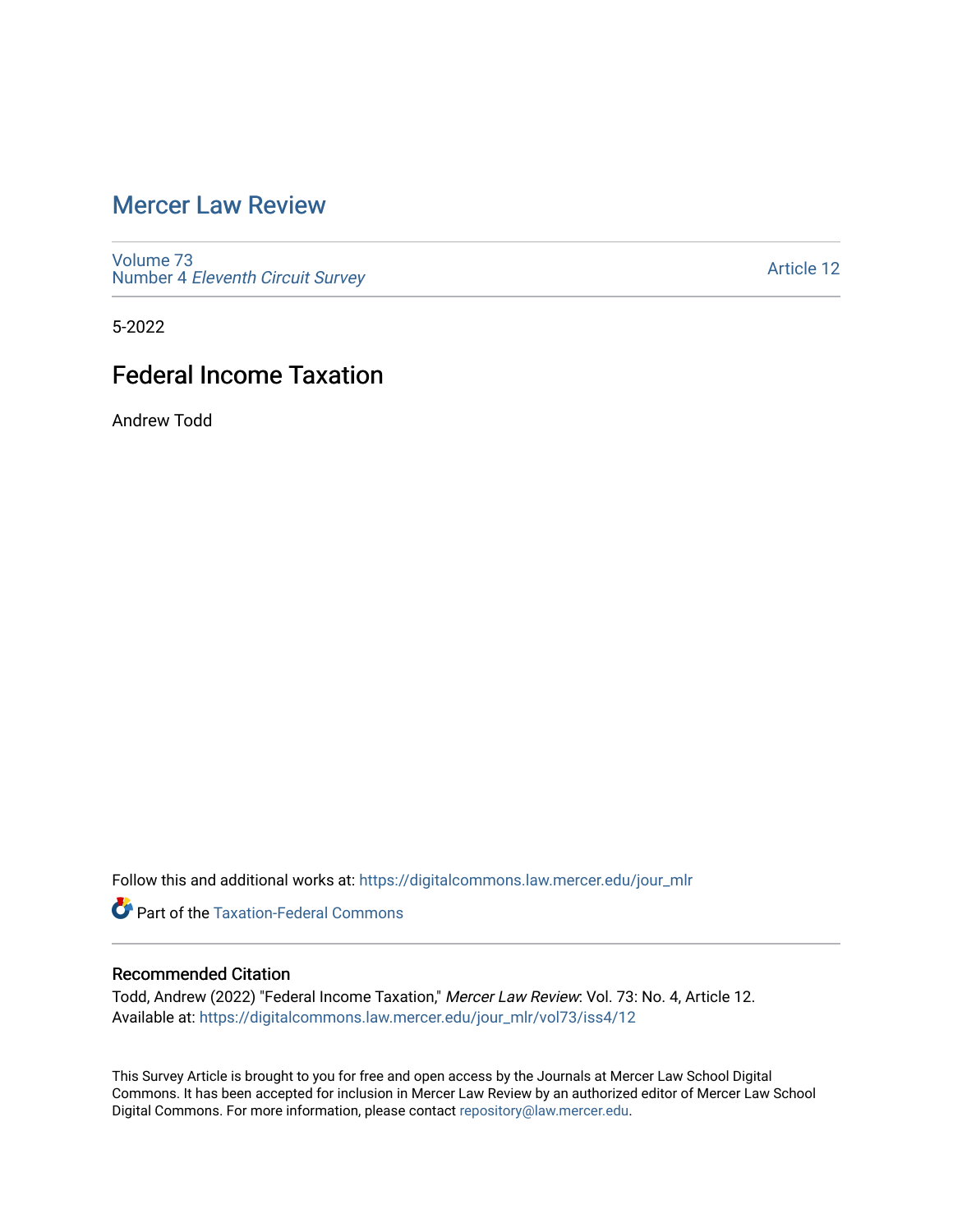# Mercer Law Review

Volume 73
Number 4 *Eleventh Circuit Survey*

Article 12

5-2022

## Federal Income Taxation

Andrew Todd

Follow this and additional works at: https://digitalcommons.law.mercer.edu/jour_mlr

Part of the Taxation-Federal Commons

### Recommended Citation

Todd, Andrew (2022) "Federal Income Taxation," *Mercer Law Review*: Vol. 73: No. 4, Article 12.
Available at: https://digitalcommons.law.mercer.edu/jour_mlr/vol73/iss4/12

This Survey Article is brought to you for free and open access by the Journals at Mercer Law School Digital Commons. It has been accepted for inclusion in Mercer Law Review by an authorized editor of Mercer Law School Digital Commons. For more information, please contact repository@law.mercer.edu.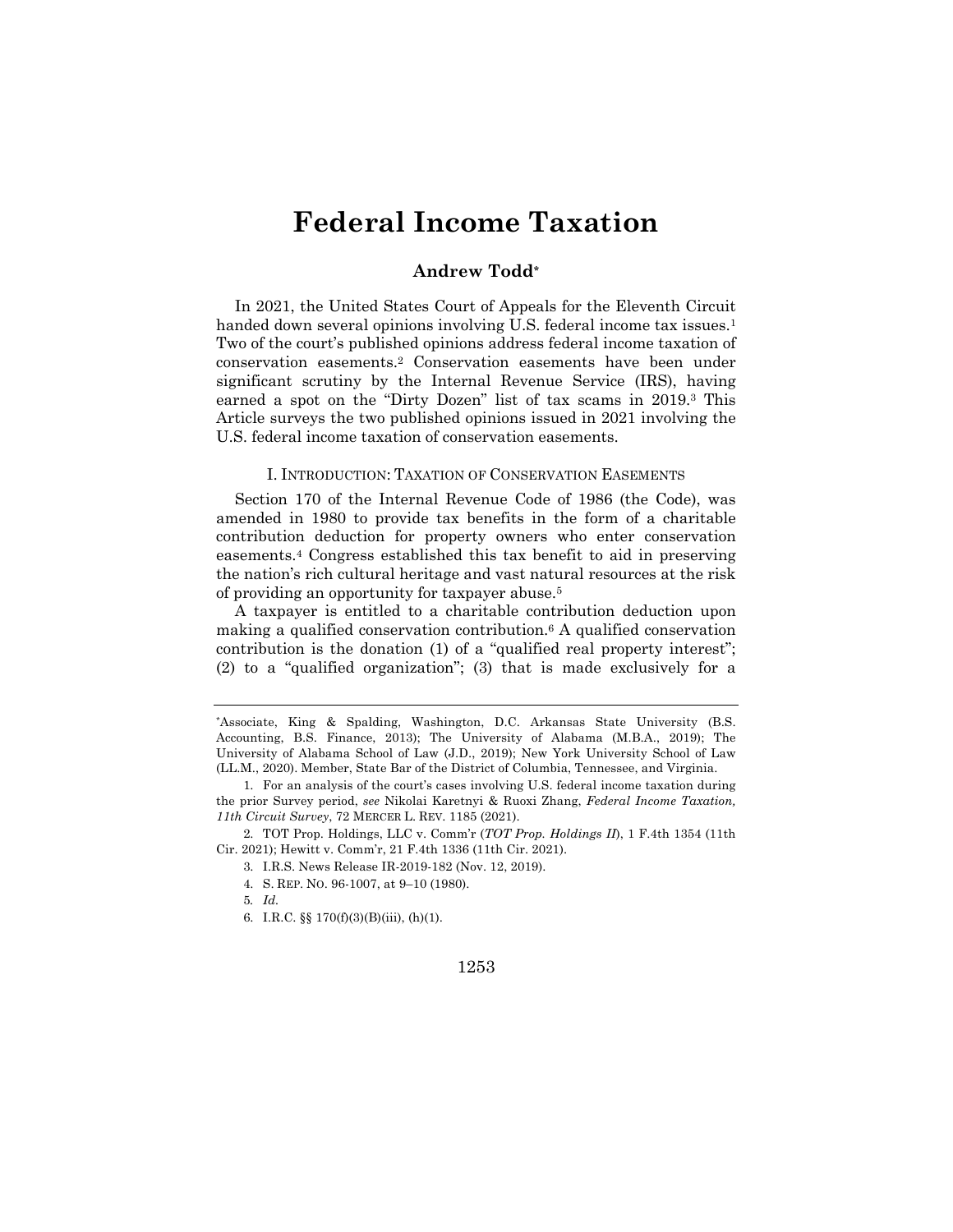# Federal Income Taxation

### Andrew Todd*

In 2021, the United States Court of Appeals for the Eleventh Circuit handed down several opinions involving U.S. federal income tax issues.[1] Two of the court's published opinions address federal income taxation of conservation easements.[2] Conservation easements have been under significant scrutiny by the Internal Revenue Service (IRS), having earned a spot on the "Dirty Dozen" list of tax scams in 2019.[3] This Article surveys the two published opinions issued in 2021 involving the U.S. federal income taxation of conservation easements.

## I. Introduction: Taxation of Conservation Easements

Section 170 of the Internal Revenue Code of 1986 (the Code), was amended in 1980 to provide tax benefits in the form of a charitable contribution deduction for property owners who enter conservation easements.[4] Congress established this tax benefit to aid in preserving the nation's rich cultural heritage and vast natural resources at the risk of providing an opportunity for taxpayer abuse.[5]

A taxpayer is entitled to a charitable contribution deduction upon making a qualified conservation contribution.[6] A qualified conservation contribution is the donation (1) of a "qualified real property interest"; (2) to a "qualified organization"; (3) that is made exclusively for a

---

*Associate, King & Spalding, Washington, D.C. Arkansas State University (B.S. Accounting, B.S. Finance, 2013); The University of Alabama (M.B.A., 2019); The University of Alabama School of Law (J.D., 2019); New York University School of Law (LL.M., 2020). Member, State Bar of the District of Columbia, Tennessee, and Virginia.

1. For an analysis of the court's cases involving U.S. federal income taxation during the prior Survey period, *see* Nikolai Karetnyi & Ruoxi Zhang, *Federal Income Taxation, 11th Circuit Survey*, 72 MERCER L. REV. 1185 (2021).

2. TOT Prop. Holdings, LLC v. Comm'r (*TOT Prop. Holdings II*), 1 F.4th 1354 (11th Cir. 2021); Hewitt v. Comm'r, 21 F.4th 1336 (11th Cir. 2021).

3. I.R.S. News Release IR-2019-182 (Nov. 12, 2019).

4. S. REP. NO. 96-1007, at 9–10 (1980).

5. *Id.*

6. I.R.C. §§ 170(f)(3)(B)(iii), (h)(1).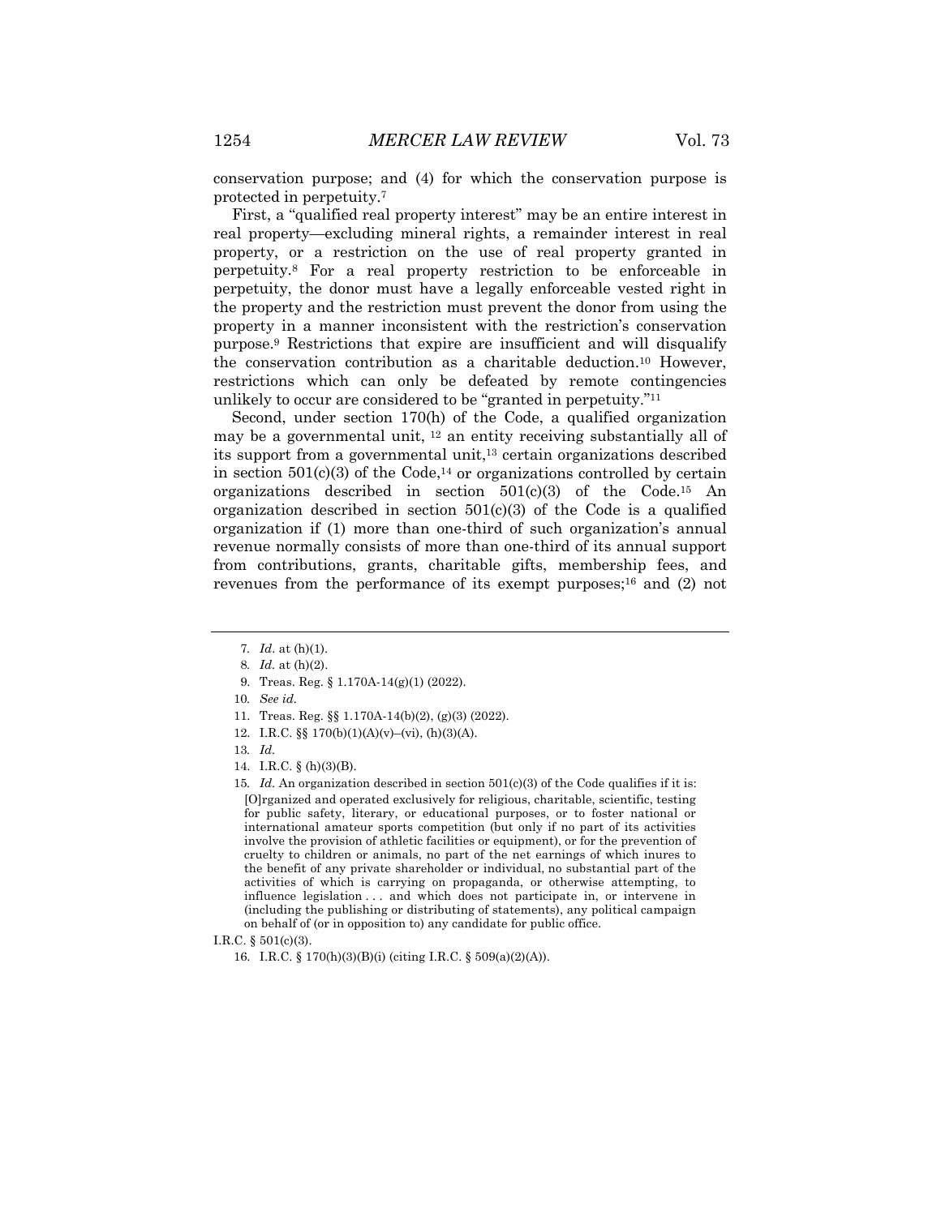conservation purpose; and (4) for which the conservation purpose is protected in perpetuity.[7]

First, a "qualified real property interest" may be an entire interest in real property—excluding mineral rights, a remainder interest in real property, or a restriction on the use of real property granted in perpetuity.[8] For a real property restriction to be enforceable in perpetuity, the donor must have a legally enforceable vested right in the property and the restriction must prevent the donor from using the property in a manner inconsistent with the restriction's conservation purpose.[9] Restrictions that expire are insufficient and will disqualify the conservation contribution as a charitable deduction.[10] However, restrictions which can only be defeated by remote contingencies unlikely to occur are considered to be "granted in perpetuity."[11]

Second, under section 170(h) of the Code, a qualified organization may be a governmental unit, [12] an entity receiving substantially all of its support from a governmental unit,[13] certain organizations described in section 501(c)(3) of the Code,[14] or organizations controlled by certain organizations described in section 501(c)(3) of the Code.[15] An organization described in section 501(c)(3) of the Code is a qualified organization if (1) more than one-third of such organization's annual revenue normally consists of more than one-third of its annual support from contributions, grants, charitable gifts, membership fees, and revenues from the performance of its exempt purposes;[16] and (2) not

---

7. *Id*. at (h)(1).

8. *Id.* at (h)(2).

9. Treas. Reg. § 1.170A-14(g)(1) (2022).

10. *See id.*

11. Treas. Reg. §§ 1.170A-14(b)(2), (g)(3) (2022).

12. I.R.C. §§ 170(b)(1)(A)(v)–(vi), (h)(3)(A).

13. *Id.*

14. I.R.C. § (h)(3)(B).

15. *Id.* An organization described in section 501(c)(3) of the Code qualifies if it is:

> [O]rganized and operated exclusively for religious, charitable, scientific, testing for public safety, literary, or educational purposes, or to foster national or international amateur sports competition (but only if no part of its activities involve the provision of athletic facilities or equipment), or for the prevention of cruelty to children or animals, no part of the net earnings of which inures to the benefit of any private shareholder or individual, no substantial part of the activities of which is carrying on propaganda, or otherwise attempting, to influence legislation . . . and which does not participate in, or intervene in (including the publishing or distributing of statements), any political campaign on behalf of (or in opposition to) any candidate for public office.

I.R.C. § 501(c)(3).

16. I.R.C. § 170(h)(3)(B)(i) (citing I.R.C. § 509(a)(2)(A)).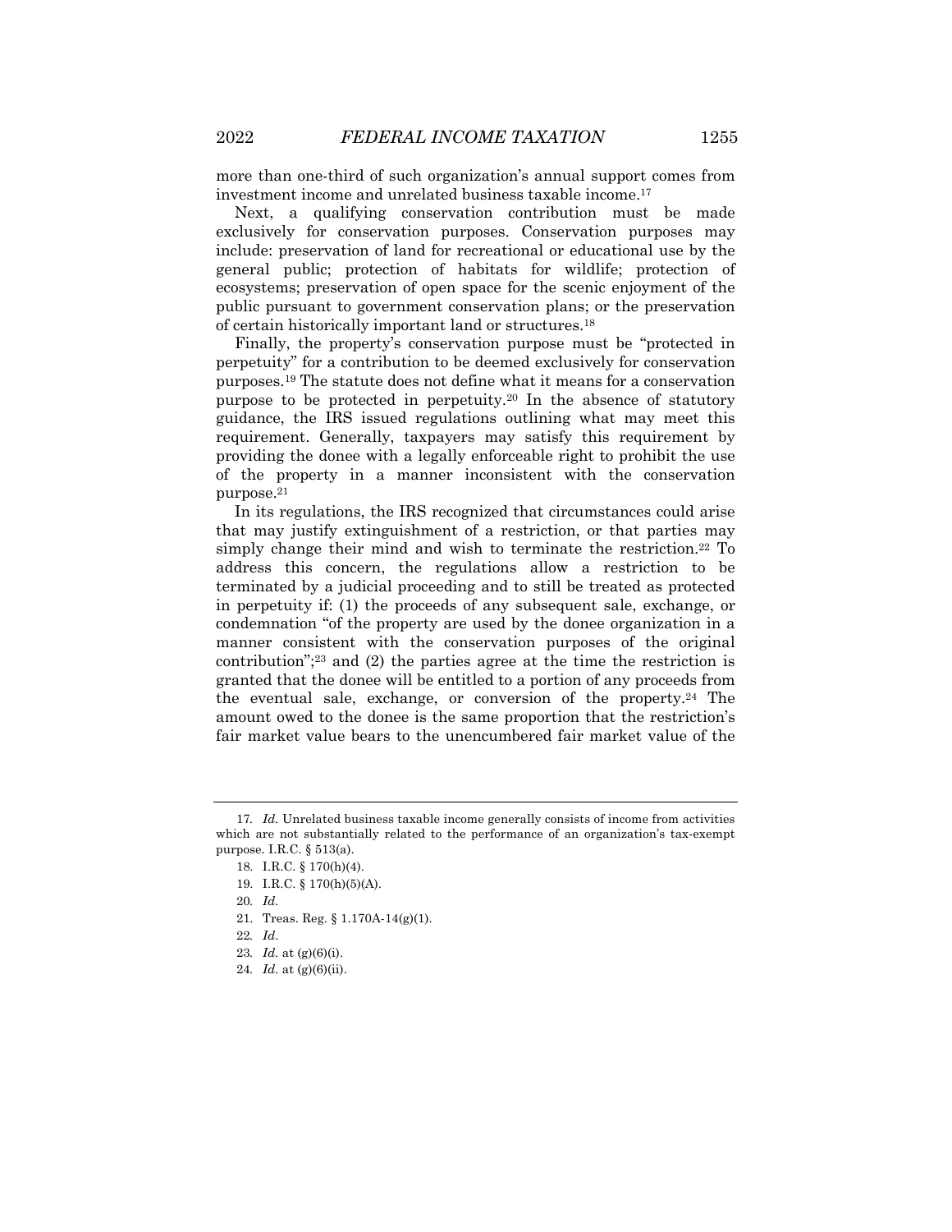more than one-third of such organization's annual support comes from investment income and unrelated business taxable income.[17]

Next, a qualifying conservation contribution must be made exclusively for conservation purposes. Conservation purposes may include: preservation of land for recreational or educational use by the general public; protection of habitats for wildlife; protection of ecosystems; preservation of open space for the scenic enjoyment of the public pursuant to government conservation plans; or the preservation of certain historically important land or structures.[18]

Finally, the property's conservation purpose must be "protected in perpetuity" for a contribution to be deemed exclusively for conservation purposes.[19] The statute does not define what it means for a conservation purpose to be protected in perpetuity.[20] In the absence of statutory guidance, the IRS issued regulations outlining what may meet this requirement. Generally, taxpayers may satisfy this requirement by providing the donee with a legally enforceable right to prohibit the use of the property in a manner inconsistent with the conservation purpose.[21]

In its regulations, the IRS recognized that circumstances could arise that may justify extinguishment of a restriction, or that parties may simply change their mind and wish to terminate the restriction.[22] To address this concern, the regulations allow a restriction to be terminated by a judicial proceeding and to still be treated as protected in perpetuity if: (1) the proceeds of any subsequent sale, exchange, or condemnation "of the property are used by the donee organization in a manner consistent with the conservation purposes of the original contribution";[23] and (2) the parties agree at the time the restriction is granted that the donee will be entitled to a portion of any proceeds from the eventual sale, exchange, or conversion of the property.[24] The amount owed to the donee is the same proportion that the restriction's fair market value bears to the unencumbered fair market value of the

---

17. *Id.* Unrelated business taxable income generally consists of income from activities which are not substantially related to the performance of an organization's tax-exempt purpose. I.R.C. § 513(a).

18. I.R.C. § 170(h)(4).

19. I.R.C. § 170(h)(5)(A).

20. *Id.*

21. Treas. Reg. § 1.170A-14(g)(1).

22. *Id*.

23. *Id.* at (g)(6)(i).

24. *Id.* at (g)(6)(ii).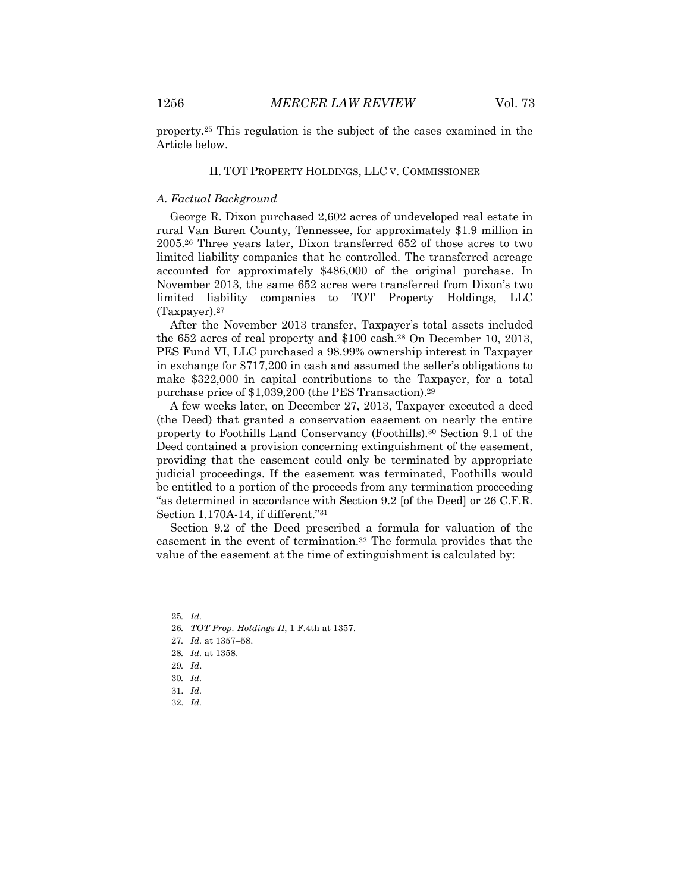property.[25] This regulation is the subject of the cases examined in the Article below.

## II. TOT PROPERTY HOLDINGS, LLC V. COMMISSIONER

### *A. Factual Background*

George R. Dixon purchased 2,602 acres of undeveloped real estate in rural Van Buren County, Tennessee, for approximately $1.9 million in 2005.[26] Three years later, Dixon transferred 652 of those acres to two limited liability companies that he controlled. The transferred acreage accounted for approximately $486,000 of the original purchase. In November 2013, the same 652 acres were transferred from Dixon's two limited liability companies to TOT Property Holdings, LLC (Taxpayer).[27]

After the November 2013 transfer, Taxpayer's total assets included the 652 acres of real property and $100 cash.[28] On December 10, 2013, PES Fund VI, LLC purchased a 98.99% ownership interest in Taxpayer in exchange for $717,200 in cash and assumed the seller's obligations to make $322,000 in capital contributions to the Taxpayer, for a total purchase price of $1,039,200 (the PES Transaction).[29]

A few weeks later, on December 27, 2013, Taxpayer executed a deed (the Deed) that granted a conservation easement on nearly the entire property to Foothills Land Conservancy (Foothills).[30] Section 9.1 of the Deed contained a provision concerning extinguishment of the easement, providing that the easement could only be terminated by appropriate judicial proceedings. If the easement was terminated, Foothills would be entitled to a portion of the proceeds from any termination proceeding "as determined in accordance with Section 9.2 [of the Deed] or 26 C.F.R. Section 1.170A-14, if different."[31]

Section 9.2 of the Deed prescribed a formula for valuation of the easement in the event of termination.[32] The formula provides that the value of the easement at the time of extinguishment is calculated by:

---

25. *Id.*
26. *TOT Prop. Holdings II*, 1 F.4th at 1357.
27. *Id.* at 1357–58.
28. *Id.* at 1358.
29. *Id.*
30. *Id.*
31. *Id.*
32. *Id.*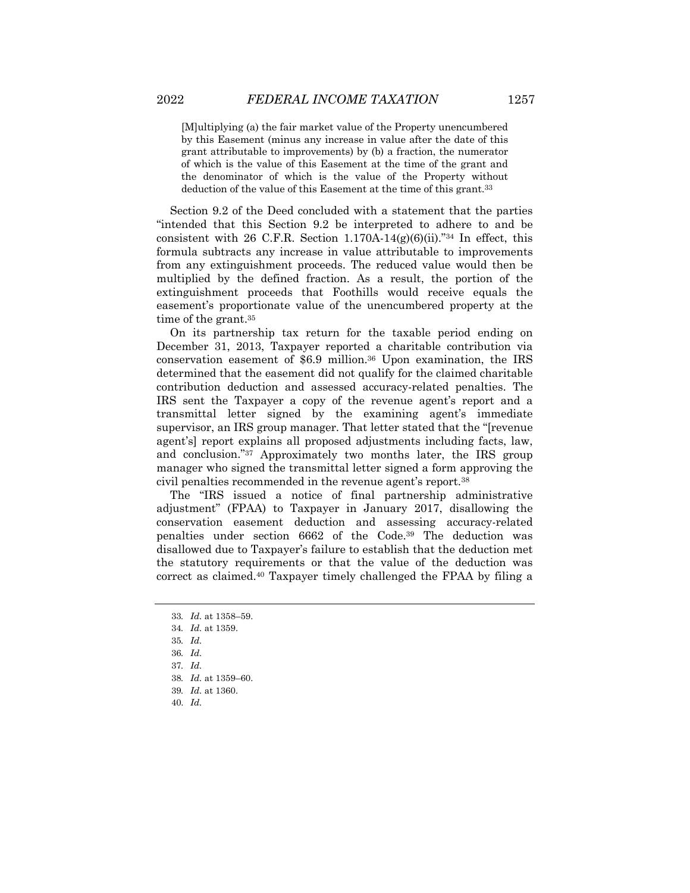> [M]ultiplying (a) the fair market value of the Property unencumbered by this Easement (minus any increase in value after the date of this grant attributable to improvements) by (b) a fraction, the numerator of which is the value of this Easement at the time of the grant and the denominator of which is the value of the Property without deduction of the value of this Easement at the time of this grant.[33]

Section 9.2 of the Deed concluded with a statement that the parties "intended that this Section 9.2 be interpreted to adhere to and be consistent with 26 C.F.R. Section 1.170A-14(g)(6)(ii)."[34] In effect, this formula subtracts any increase in value attributable to improvements from any extinguishment proceeds. The reduced value would then be multiplied by the defined fraction. As a result, the portion of the extinguishment proceeds that Foothills would receive equals the easement's proportionate value of the unencumbered property at the time of the grant.[35]

On its partnership tax return for the taxable period ending on December 31, 2013, Taxpayer reported a charitable contribution via conservation easement of $6.9 million.[36] Upon examination, the IRS determined that the easement did not qualify for the claimed charitable contribution deduction and assessed accuracy-related penalties. The IRS sent the Taxpayer a copy of the revenue agent's report and a transmittal letter signed by the examining agent's immediate supervisor, an IRS group manager. That letter stated that the "[revenue agent's] report explains all proposed adjustments including facts, law, and conclusion."[37] Approximately two months later, the IRS group manager who signed the transmittal letter signed a form approving the civil penalties recommended in the revenue agent's report.[38]

The "IRS issued a notice of final partnership administrative adjustment" (FPAA) to Taxpayer in January 2017, disallowing the conservation easement deduction and assessing accuracy-related penalties under section 6662 of the Code.[39] The deduction was disallowed due to Taxpayer's failure to establish that the deduction met the statutory requirements or that the value of the deduction was correct as claimed.[40] Taxpayer timely challenged the FPAA by filing a

---

33. *Id.* at 1358–59.
34. *Id.* at 1359.
35. *Id.*
36. *Id.*
37. *Id.*
38. *Id.* at 1359–60.
39. *Id.* at 1360.
40. *Id.*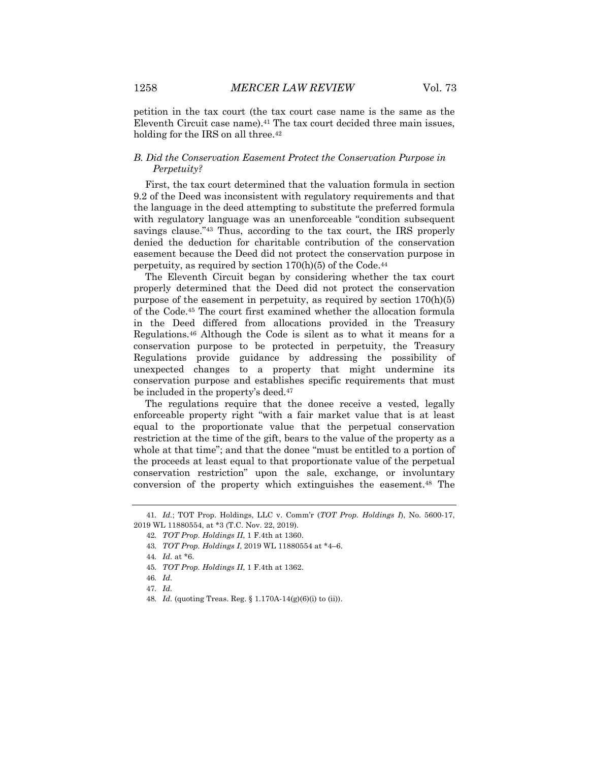petition in the tax court (the tax court case name is the same as the Eleventh Circuit case name).[41] The tax court decided three main issues, holding for the IRS on all three.[42]

### *B. Did the Conservation Easement Protect the Conservation Purpose in Perpetuity?*

First, the tax court determined that the valuation formula in section 9.2 of the Deed was inconsistent with regulatory requirements and that the language in the deed attempting to substitute the preferred formula with regulatory language was an unenforceable "condition subsequent savings clause."[43] Thus, according to the tax court, the IRS properly denied the deduction for charitable contribution of the conservation easement because the Deed did not protect the conservation purpose in perpetuity, as required by section 170(h)(5) of the Code.[44]

The Eleventh Circuit began by considering whether the tax court properly determined that the Deed did not protect the conservation purpose of the easement in perpetuity, as required by section 170(h)(5) of the Code.[45] The court first examined whether the allocation formula in the Deed differed from allocations provided in the Treasury Regulations.[46] Although the Code is silent as to what it means for a conservation purpose to be protected in perpetuity, the Treasury Regulations provide guidance by addressing the possibility of unexpected changes to a property that might undermine its conservation purpose and establishes specific requirements that must be included in the property's deed.[47]

The regulations require that the donee receive a vested, legally enforceable property right "with a fair market value that is at least equal to the proportionate value that the perpetual conservation restriction at the time of the gift, bears to the value of the property as a whole at that time"; and that the donee "must be entitled to a portion of the proceeds at least equal to that proportionate value of the perpetual conservation restriction" upon the sale, exchange, or involuntary conversion of the property which extinguishes the easement.[48] The

---

41. *Id.*; TOT Prop. Holdings, LLC v. Comm'r (*TOT Prop. Holdings I*), No. 5600-17, 2019 WL 11880554, at *3 (T.C. Nov. 22, 2019).

42. *TOT Prop. Holdings II*, 1 F.4th at 1360.

43. *TOT Prop. Holdings I*, 2019 WL 11880554 at *4–6.

44. *Id.* at *6.

45. *TOT Prop. Holdings II*, 1 F.4th at 1362.

46. *Id.*

47. *Id.*

48. *Id.* (quoting Treas. Reg. § 1.170A-14(g)(6)(i) to (ii)).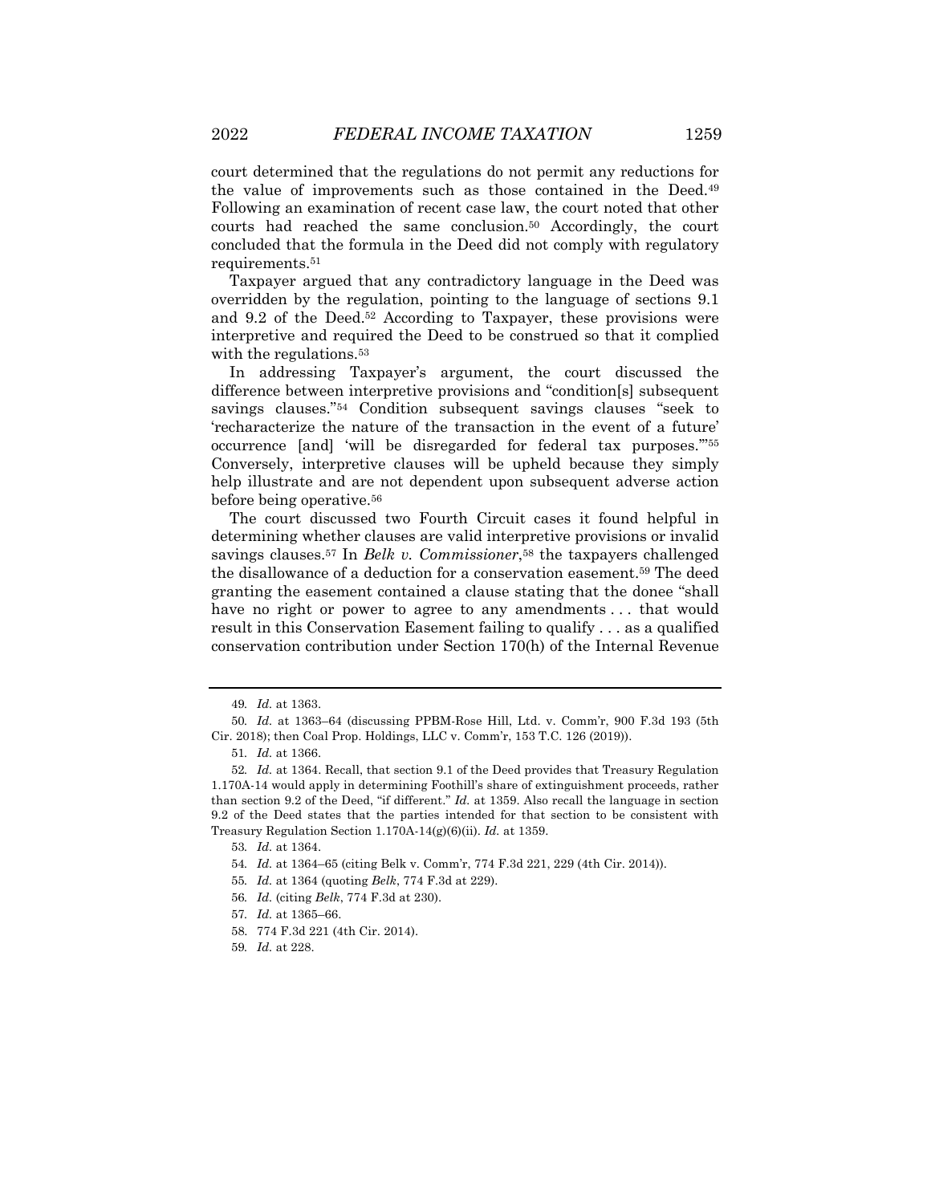court determined that the regulations do not permit any reductions for the value of improvements such as those contained in the Deed.[49] Following an examination of recent case law, the court noted that other courts had reached the same conclusion.[50] Accordingly, the court concluded that the formula in the Deed did not comply with regulatory requirements.[51]

Taxpayer argued that any contradictory language in the Deed was overridden by the regulation, pointing to the language of sections 9.1 and 9.2 of the Deed.[52] According to Taxpayer, these provisions were interpretive and required the Deed to be construed so that it complied with the regulations.[53]

In addressing Taxpayer's argument, the court discussed the difference between interpretive provisions and "condition[s] subsequent savings clauses."[54] Condition subsequent savings clauses "seek to 'recharacterize the nature of the transaction in the event of a future' occurrence [and] 'will be disregarded for federal tax purposes.'"[55] Conversely, interpretive clauses will be upheld because they simply help illustrate and are not dependent upon subsequent adverse action before being operative.[56]

The court discussed two Fourth Circuit cases it found helpful in determining whether clauses are valid interpretive provisions or invalid savings clauses.[57] In *Belk v. Commissioner*,[58] the taxpayers challenged the disallowance of a deduction for a conservation easement.[59] The deed granting the easement contained a clause stating that the donee "shall have no right or power to agree to any amendments . . . that would result in this Conservation Easement failing to qualify . . . as a qualified conservation contribution under Section 170(h) of the Internal Revenue

---

49. *Id.* at 1363.

50. *Id.* at 1363–64 (discussing PPBM-Rose Hill, Ltd. v. Comm'r, 900 F.3d 193 (5th Cir. 2018); then Coal Prop. Holdings, LLC v. Comm'r, 153 T.C. 126 (2019)).

51. *Id.* at 1366.

52. *Id.* at 1364. Recall, that section 9.1 of the Deed provides that Treasury Regulation 1.170A-14 would apply in determining Foothill's share of extinguishment proceeds, rather than section 9.2 of the Deed, "if different." *Id.* at 1359. Also recall the language in section 9.2 of the Deed states that the parties intended for that section to be consistent with Treasury Regulation Section 1.170A-14(g)(6)(ii). *Id.* at 1359.

53. *Id.* at 1364.

54. *Id.* at 1364–65 (citing Belk v. Comm'r, 774 F.3d 221, 229 (4th Cir. 2014)).

55. *Id.* at 1364 (quoting *Belk*, 774 F.3d at 229).

56. *Id.* (citing *Belk*, 774 F.3d at 230).

57. *Id.* at 1365–66.

58. 774 F.3d 221 (4th Cir. 2014).

59. *Id.* at 228.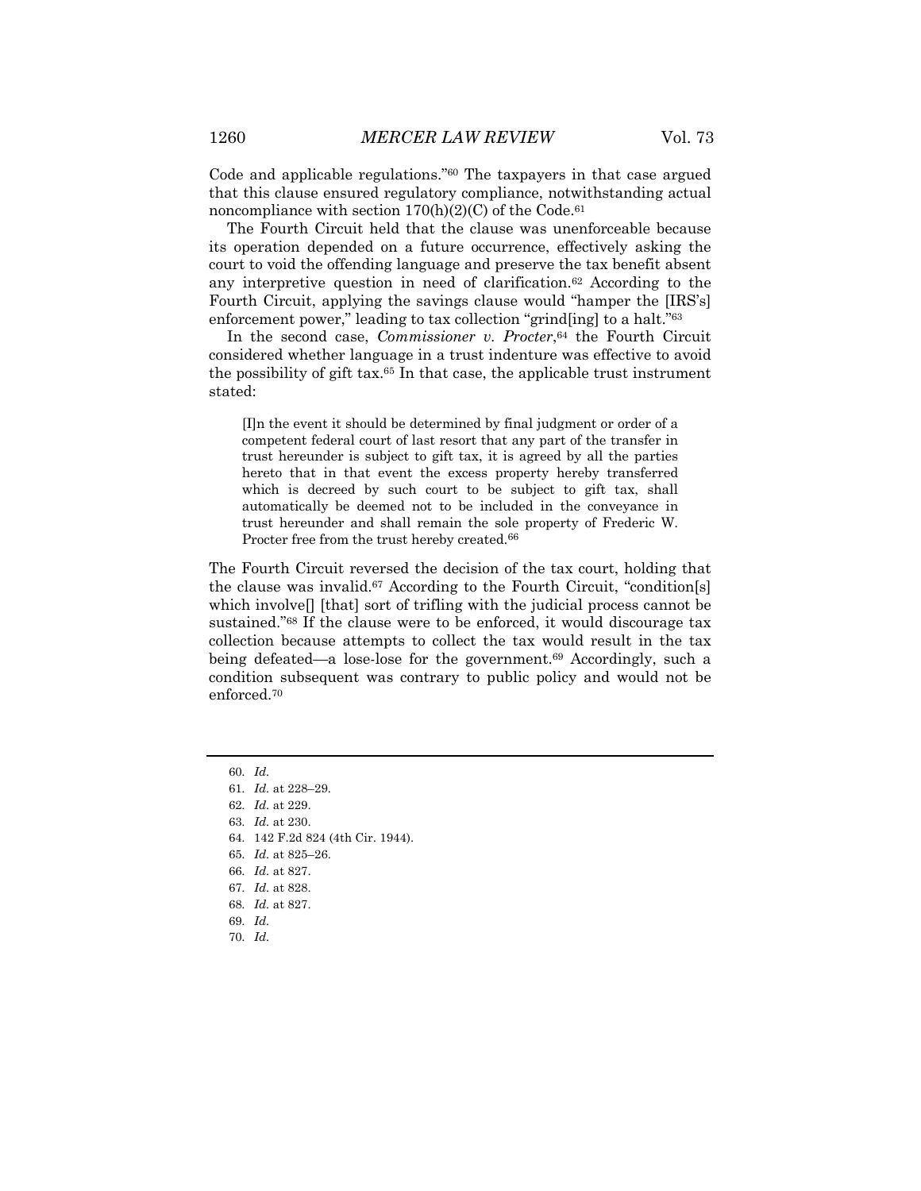Code and applicable regulations."[60] The taxpayers in that case argued that this clause ensured regulatory compliance, notwithstanding actual noncompliance with section 170(h)(2)(C) of the Code.[61]

The Fourth Circuit held that the clause was unenforceable because its operation depended on a future occurrence, effectively asking the court to void the offending language and preserve the tax benefit absent any interpretive question in need of clarification.[62] According to the Fourth Circuit, applying the savings clause would "hamper the [IRS's] enforcement power," leading to tax collection "grind[ing] to a halt."[63]

In the second case, *Commissioner v. Procter*,[64] the Fourth Circuit considered whether language in a trust indenture was effective to avoid the possibility of gift tax.[65] In that case, the applicable trust instrument stated:

> [I]n the event it should be determined by final judgment or order of a competent federal court of last resort that any part of the transfer in trust hereunder is subject to gift tax, it is agreed by all the parties hereto that in that event the excess property hereby transferred which is decreed by such court to be subject to gift tax, shall automatically be deemed not to be included in the conveyance in trust hereunder and shall remain the sole property of Frederic W. Procter free from the trust hereby created.[66]

The Fourth Circuit reversed the decision of the tax court, holding that the clause was invalid.[67] According to the Fourth Circuit, "condition[s] which involve[] [that] sort of trifling with the judicial process cannot be sustained."[68] If the clause were to be enforced, it would discourage tax collection because attempts to collect the tax would result in the tax being defeated—a lose-lose for the government.[69] Accordingly, such a condition subsequent was contrary to public policy and would not be enforced.[70]

---

60. *Id.*
61. *Id.* at 228–29.
62. *Id.* at 229.
63. *Id.* at 230.
64. 142 F.2d 824 (4th Cir. 1944).
65. *Id.* at 825–26.
66. *Id.* at 827.
67. *Id.* at 828.
68. *Id.* at 827.
69. *Id.*
70. *Id.*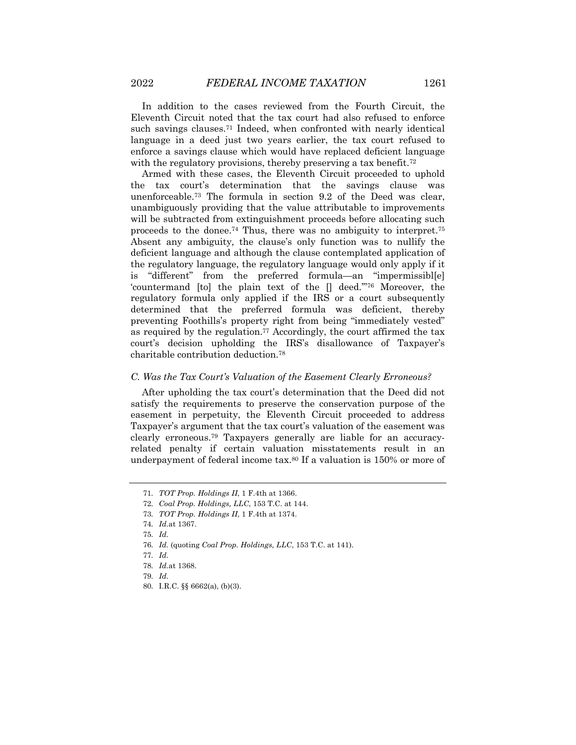In addition to the cases reviewed from the Fourth Circuit, the Eleventh Circuit noted that the tax court had also refused to enforce such savings clauses.[71] Indeed, when confronted with nearly identical language in a deed just two years earlier, the tax court refused to enforce a savings clause which would have replaced deficient language with the regulatory provisions, thereby preserving a tax benefit.[72]

Armed with these cases, the Eleventh Circuit proceeded to uphold the tax court's determination that the savings clause was unenforceable.[73] The formula in section 9.2 of the Deed was clear, unambiguously providing that the value attributable to improvements will be subtracted from extinguishment proceeds before allocating such proceeds to the donee.[74] Thus, there was no ambiguity to interpret.[75] Absent any ambiguity, the clause's only function was to nullify the deficient language and although the clause contemplated application of the regulatory language, the regulatory language would only apply if it is "different" from the preferred formula—an "impermissibl[e] 'countermand [to] the plain text of the [] deed.'"[76] Moreover, the regulatory formula only applied if the IRS or a court subsequently determined that the preferred formula was deficient, thereby preventing Foothills's property right from being "immediately vested" as required by the regulation.[77] Accordingly, the court affirmed the tax court's decision upholding the IRS's disallowance of Taxpayer's charitable contribution deduction.[78]

### C. Was the Tax Court's Valuation of the Easement Clearly Erroneous?

After upholding the tax court's determination that the Deed did not satisfy the requirements to preserve the conservation purpose of the easement in perpetuity, the Eleventh Circuit proceeded to address Taxpayer's argument that the tax court's valuation of the easement was clearly erroneous.[79] Taxpayers generally are liable for an accuracy-related penalty if certain valuation misstatements result in an underpayment of federal income tax.[80] If a valuation is 150% or more of

---

71. *TOT Prop. Holdings II*, 1 F.4th at 1366.
72. *Coal Prop. Holdings, LLC*, 153 T.C. at 144.
73. *TOT Prop. Holdings II*, 1 F.4th at 1374.
74. *Id.*at 1367.
75. *Id.*
76. *Id.* (quoting *Coal Prop. Holdings, LLC*, 153 T.C. at 141).
77. *Id.*
78. *Id.*at 1368.
79. *Id.*
80. I.R.C. §§ 6662(a), (b)(3).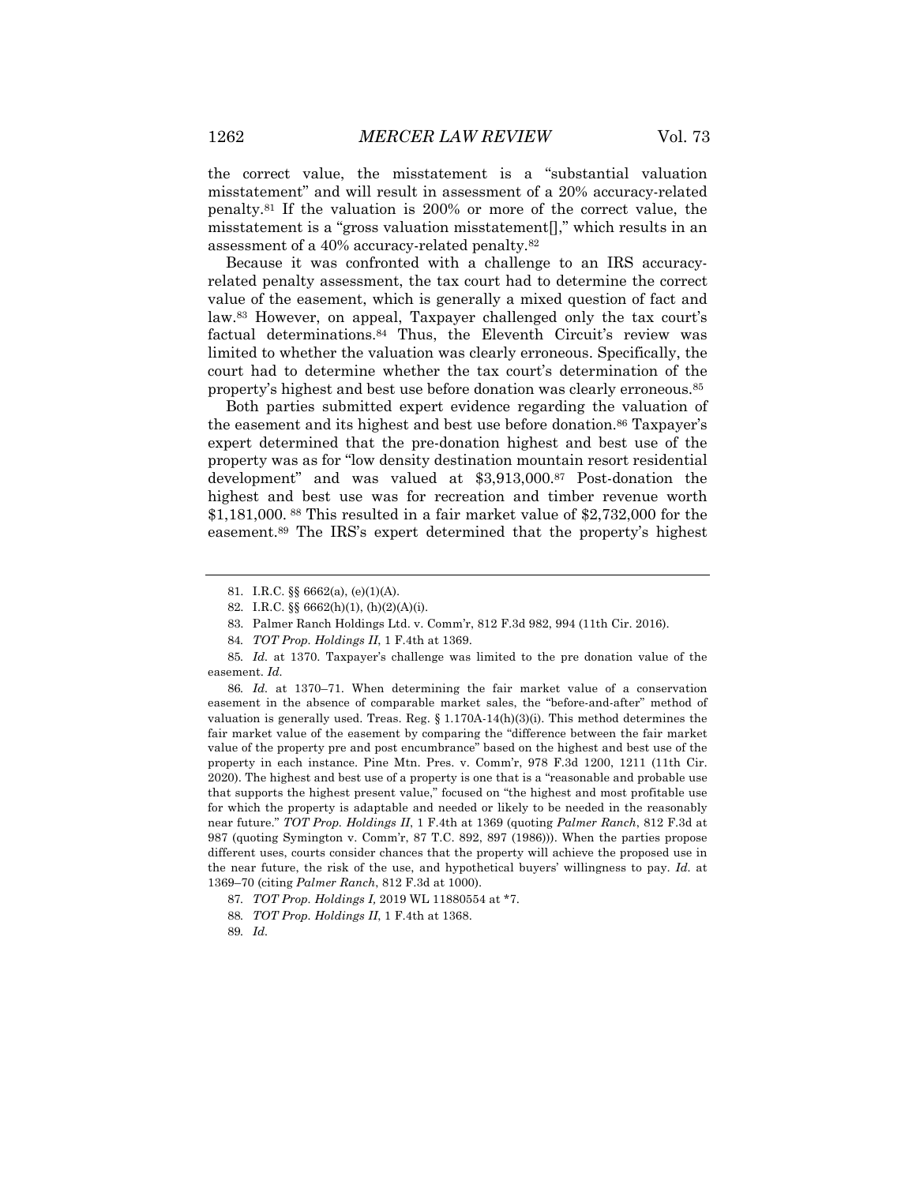the correct value, the misstatement is a "substantial valuation misstatement" and will result in assessment of a 20% accuracy-related penalty.[81] If the valuation is 200% or more of the correct value, the misstatement is a "gross valuation misstatement[]," which results in an assessment of a 40% accuracy-related penalty.[82]

Because it was confronted with a challenge to an IRS accuracy-related penalty assessment, the tax court had to determine the correct value of the easement, which is generally a mixed question of fact and law.[83] However, on appeal, Taxpayer challenged only the tax court's factual determinations.[84] Thus, the Eleventh Circuit's review was limited to whether the valuation was clearly erroneous. Specifically, the court had to determine whether the tax court's determination of the property's highest and best use before donation was clearly erroneous.[85]

Both parties submitted expert evidence regarding the valuation of the easement and its highest and best use before donation.[86] Taxpayer's expert determined that the pre-donation highest and best use of the property was as for "low density destination mountain resort residential development" and was valued at $3,913,000.[87] Post-donation the highest and best use was for recreation and timber revenue worth $1,181,000.[88] This resulted in a fair market value of $2,732,000 for the easement.[89] The IRS's expert determined that the property's highest

---

81. I.R.C. §§ 6662(a), (e)(1)(A).

82. I.R.C. §§ 6662(h)(1), (h)(2)(A)(i).

83. Palmer Ranch Holdings Ltd. v. Comm'r, 812 F.3d 982, 994 (11th Cir. 2016).

84. *TOT Prop. Holdings II*, 1 F.4th at 1369.

85. *Id.* at 1370. Taxpayer's challenge was limited to the pre donation value of the easement. *Id.*

86. *Id.* at 1370–71. When determining the fair market value of a conservation easement in the absence of comparable market sales, the "before-and-after" method of valuation is generally used. Treas. Reg. § 1.170A-14(h)(3)(i). This method determines the fair market value of the easement by comparing the "difference between the fair market value of the property pre and post encumbrance" based on the highest and best use of the property in each instance. Pine Mtn. Pres. v. Comm'r, 978 F.3d 1200, 1211 (11th Cir. 2020). The highest and best use of a property is one that is a "reasonable and probable use that supports the highest present value," focused on "the highest and most profitable use for which the property is adaptable and needed or likely to be needed in the reasonably near future." *TOT Prop. Holdings II*, 1 F.4th at 1369 (quoting *Palmer Ranch*, 812 F.3d at 987 (quoting Symington v. Comm'r, 87 T.C. 892, 897 (1986))). When the parties propose different uses, courts consider chances that the property will achieve the proposed use in the near future, the risk of the use, and hypothetical buyers' willingness to pay. *Id.* at 1369–70 (citing *Palmer Ranch*, 812 F.3d at 1000).

87. *TOT Prop. Holdings I,* 2019 WL 11880554 at *7.

88. *TOT Prop. Holdings II*, 1 F.4th at 1368.

89. *Id.*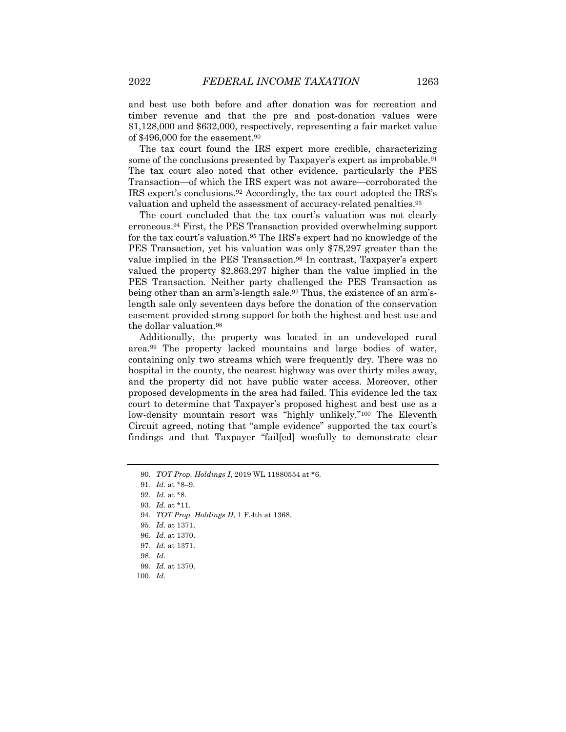and best use both before and after donation was for recreation and timber revenue and that the pre and post-donation values were $1,128,000 and $632,000, respectively, representing a fair market value of $496,000 for the easement.[90]

The tax court found the IRS expert more credible, characterizing some of the conclusions presented by Taxpayer's expert as improbable.[91] The tax court also noted that other evidence, particularly the PES Transaction—of which the IRS expert was not aware—corroborated the IRS expert's conclusions.[92] Accordingly, the tax court adopted the IRS's valuation and upheld the assessment of accuracy-related penalties.[93]

The court concluded that the tax court's valuation was not clearly erroneous.[94] First, the PES Transaction provided overwhelming support for the tax court's valuation.[95] The IRS's expert had no knowledge of the PES Transaction, yet his valuation was only $78,297 greater than the value implied in the PES Transaction.[96] In contrast, Taxpayer's expert valued the property $2,863,297 higher than the value implied in the PES Transaction. Neither party challenged the PES Transaction as being other than an arm's-length sale.[97] Thus, the existence of an arm's-length sale only seventeen days before the donation of the conservation easement provided strong support for both the highest and best use and the dollar valuation.[98]

Additionally, the property was located in an undeveloped rural area.[99] The property lacked mountains and large bodies of water, containing only two streams which were frequently dry. There was no hospital in the county, the nearest highway was over thirty miles away, and the property did not have public water access. Moreover, other proposed developments in the area had failed. This evidence led the tax court to determine that Taxpayer's proposed highest and best use as a low-density mountain resort was "highly unlikely."[100] The Eleventh Circuit agreed, noting that "ample evidence" supported the tax court's findings and that Taxpayer "fail[ed] woefully to demonstrate clear

---

90. *TOT Prop. Holdings I*, 2019 WL 11880554 at *6.

91. *Id.* at *8–9.

92. *Id.* at *8.

93. *Id.* at *11.

94. *TOT Prop. Holdings II*, 1 F.4th at 1368.

95. *Id.* at 1371.

96. *Id.* at 1370.

97. *Id.* at 1371.

98. *Id.*

99. *Id.* at 1370.

100. *Id.*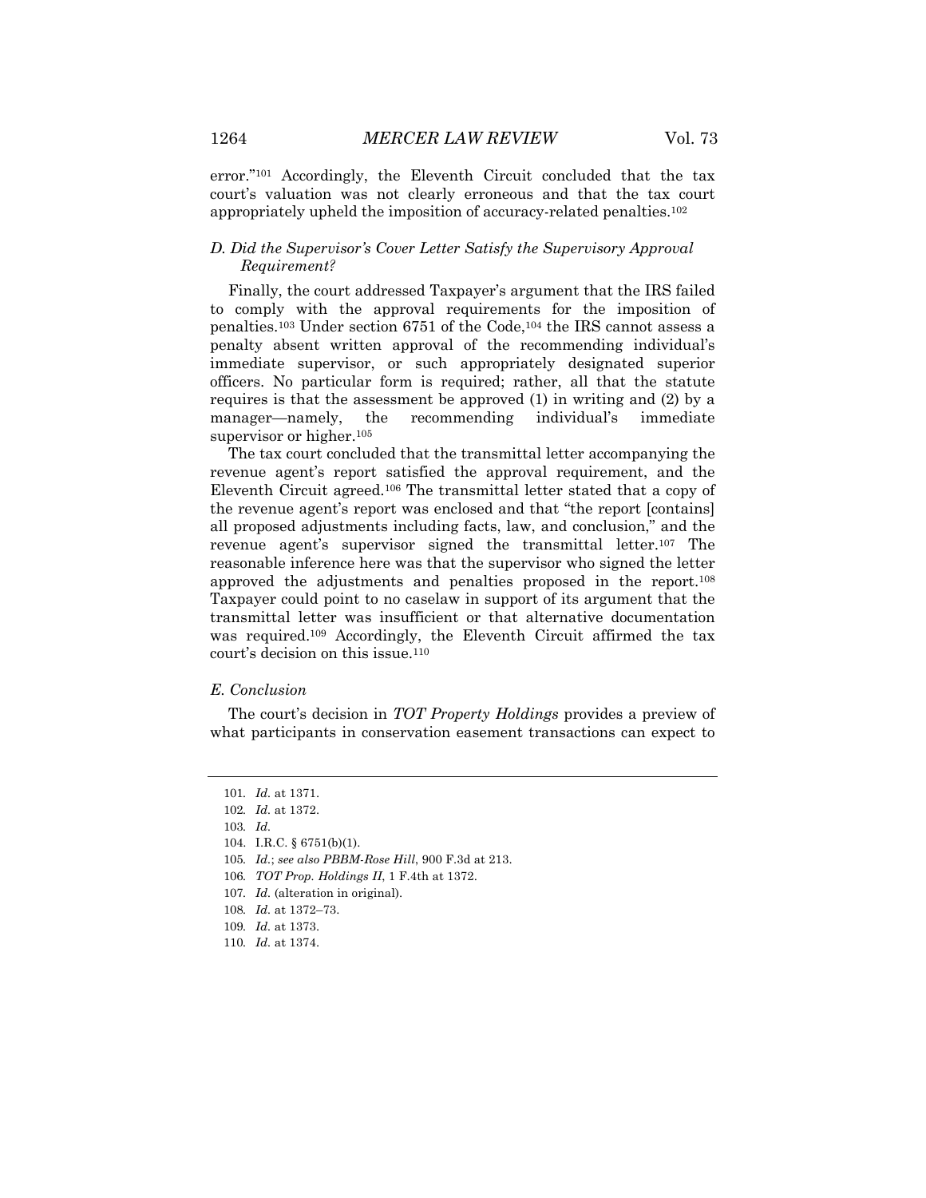error."[101] Accordingly, the Eleventh Circuit concluded that the tax court's valuation was not clearly erroneous and that the tax court appropriately upheld the imposition of accuracy-related penalties.[102]

### *D. Did the Supervisor's Cover Letter Satisfy the Supervisory Approval Requirement?*

Finally, the court addressed Taxpayer's argument that the IRS failed to comply with the approval requirements for the imposition of penalties.[103] Under section 6751 of the Code,[104] the IRS cannot assess a penalty absent written approval of the recommending individual's immediate supervisor, or such appropriately designated superior officers. No particular form is required; rather, all that the statute requires is that the assessment be approved (1) in writing and (2) by a manager—namely, the recommending individual's immediate supervisor or higher.[105]

The tax court concluded that the transmittal letter accompanying the revenue agent's report satisfied the approval requirement, and the Eleventh Circuit agreed.[106] The transmittal letter stated that a copy of the revenue agent's report was enclosed and that "the report [contains] all proposed adjustments including facts, law, and conclusion," and the revenue agent's supervisor signed the transmittal letter.[107] The reasonable inference here was that the supervisor who signed the letter approved the adjustments and penalties proposed in the report.[108] Taxpayer could point to no caselaw in support of its argument that the transmittal letter was insufficient or that alternative documentation was required.[109] Accordingly, the Eleventh Circuit affirmed the tax court's decision on this issue.[110]

### *E. Conclusion*

The court's decision in *TOT Property Holdings* provides a preview of what participants in conservation easement transactions can expect to

---

101. *Id.* at 1371.
102. *Id.* at 1372.
103. *Id.*
104. I.R.C. § 6751(b)(1).
105. *Id.*; *see also PBBM-Rose Hill*, 900 F.3d at 213.
106. *TOT Prop. Holdings II*, 1 F.4th at 1372.
107. *Id.* (alteration in original).
108. *Id.* at 1372–73.
109. *Id.* at 1373.
110. *Id.* at 1374.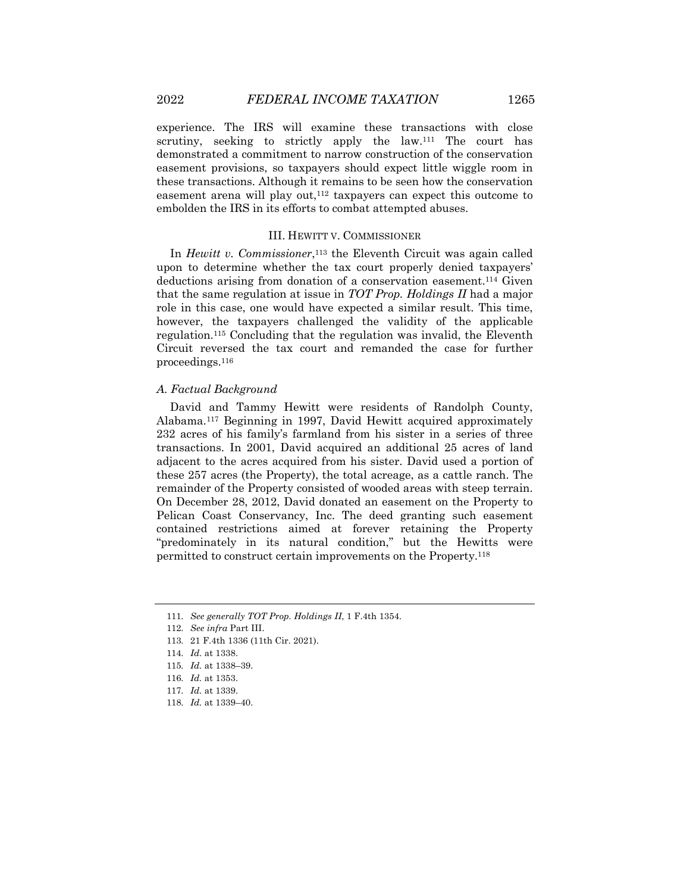experience. The IRS will examine these transactions with close scrutiny, seeking to strictly apply the law.[111] The court has demonstrated a commitment to narrow construction of the conservation easement provisions, so taxpayers should expect little wiggle room in these transactions. Although it remains to be seen how the conservation easement arena will play out,[112] taxpayers can expect this outcome to embolden the IRS in its efforts to combat attempted abuses.

## III. HEWITT V. COMMISSIONER

In *Hewitt v. Commissioner*,[113] the Eleventh Circuit was again called upon to determine whether the tax court properly denied taxpayers' deductions arising from donation of a conservation easement.[114] Given that the same regulation at issue in *TOT Prop. Holdings II* had a major role in this case, one would have expected a similar result. This time, however, the taxpayers challenged the validity of the applicable regulation.[115] Concluding that the regulation was invalid, the Eleventh Circuit reversed the tax court and remanded the case for further proceedings.[116]

### *A. Factual Background*

David and Tammy Hewitt were residents of Randolph County, Alabama.[117] Beginning in 1997, David Hewitt acquired approximately 232 acres of his family's farmland from his sister in a series of three transactions. In 2001, David acquired an additional 25 acres of land adjacent to the acres acquired from his sister. David used a portion of these 257 acres (the Property), the total acreage, as a cattle ranch. The remainder of the Property consisted of wooded areas with steep terrain. On December 28, 2012, David donated an easement on the Property to Pelican Coast Conservancy, Inc. The deed granting such easement contained restrictions aimed at forever retaining the Property "predominately in its natural condition," but the Hewitts were permitted to construct certain improvements on the Property.[118]

---

111. *See generally TOT Prop. Holdings II*, 1 F.4th 1354.
112. *See infra* Part III.
113. 21 F.4th 1336 (11th Cir. 2021).
114. *Id.* at 1338.
115. *Id.* at 1338–39.
116. *Id.* at 1353.
117. *Id.* at 1339.
118. *Id.* at 1339–40.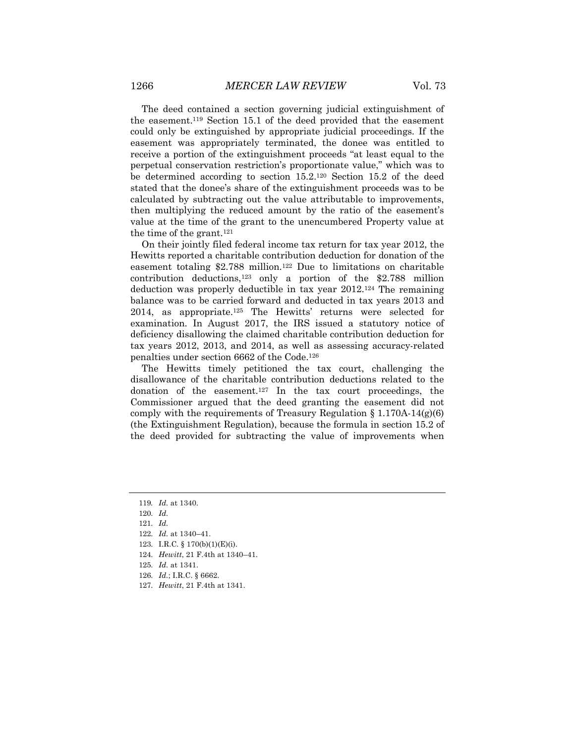The deed contained a section governing judicial extinguishment of the easement.[119] Section 15.1 of the deed provided that the easement could only be extinguished by appropriate judicial proceedings. If the easement was appropriately terminated, the donee was entitled to receive a portion of the extinguishment proceeds "at least equal to the perpetual conservation restriction's proportionate value," which was to be determined according to section 15.2.[120] Section 15.2 of the deed stated that the donee's share of the extinguishment proceeds was to be calculated by subtracting out the value attributable to improvements, then multiplying the reduced amount by the ratio of the easement's value at the time of the grant to the unencumbered Property value at the time of the grant.[121]

On their jointly filed federal income tax return for tax year 2012, the Hewitts reported a charitable contribution deduction for donation of the easement totaling $2.788 million.[122] Due to limitations on charitable contribution deductions,[123] only a portion of the $2.788 million deduction was properly deductible in tax year 2012.[124] The remaining balance was to be carried forward and deducted in tax years 2013 and 2014, as appropriate.[125] The Hewitts' returns were selected for examination. In August 2017, the IRS issued a statutory notice of deficiency disallowing the claimed charitable contribution deduction for tax years 2012, 2013, and 2014, as well as assessing accuracy-related penalties under section 6662 of the Code.[126]

The Hewitts timely petitioned the tax court, challenging the disallowance of the charitable contribution deductions related to the donation of the easement.[127] In the tax court proceedings, the Commissioner argued that the deed granting the easement did not comply with the requirements of Treasury Regulation § 1.170A-14(g)(6) (the Extinguishment Regulation), because the formula in section 15.2 of the deed provided for subtracting the value of improvements when

---

119. *Id.* at 1340.

120. *Id.*

121. *Id.*

122. *Id.* at 1340–41.

123. I.R.C. § 170(b)(1)(E)(i).

124. *Hewitt*, 21 F.4th at 1340–41.

125. *Id.* at 1341.

126. *Id.*; I.R.C. § 6662.

127. *Hewitt*, 21 F.4th at 1341.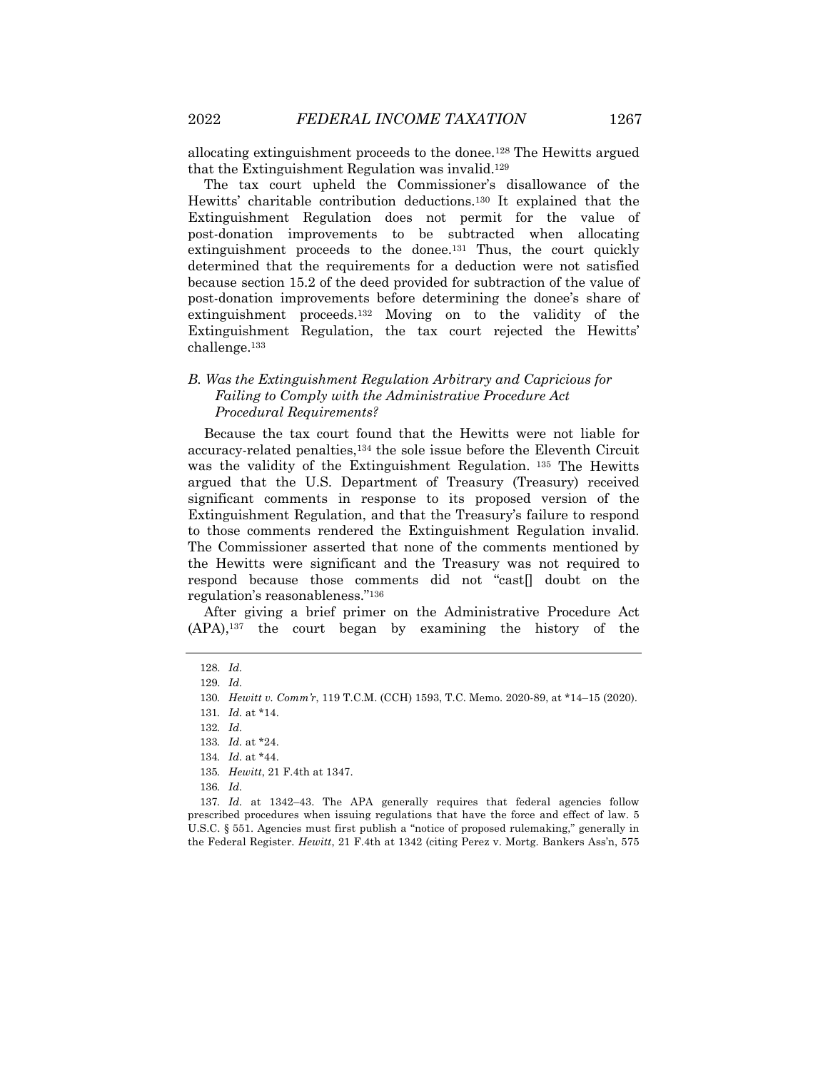allocating extinguishment proceeds to the donee.[128] The Hewitts argued that the Extinguishment Regulation was invalid.[129]

The tax court upheld the Commissioner's disallowance of the Hewitts' charitable contribution deductions.[130] It explained that the Extinguishment Regulation does not permit for the value of post-donation improvements to be subtracted when allocating extinguishment proceeds to the donee.[131] Thus, the court quickly determined that the requirements for a deduction were not satisfied because section 15.2 of the deed provided for subtraction of the value of post-donation improvements before determining the donee's share of extinguishment proceeds.[132] Moving on to the validity of the Extinguishment Regulation, the tax court rejected the Hewitts' challenge.[133]

### *B. Was the Extinguishment Regulation Arbitrary and Capricious for Failing to Comply with the Administrative Procedure Act Procedural Requirements?*

Because the tax court found that the Hewitts were not liable for accuracy-related penalties,[134] the sole issue before the Eleventh Circuit was the validity of the Extinguishment Regulation.[135] The Hewitts argued that the U.S. Department of Treasury (Treasury) received significant comments in response to its proposed version of the Extinguishment Regulation, and that the Treasury's failure to respond to those comments rendered the Extinguishment Regulation invalid. The Commissioner asserted that none of the comments mentioned by the Hewitts were significant and the Treasury was not required to respond because those comments did not "cast[] doubt on the regulation's reasonableness."[136]

After giving a brief primer on the Administrative Procedure Act (APA),[137] the court began by examining the history of the

---

128. *Id.*

129. *Id.*

130. *Hewitt v. Comm'r*, 119 T.C.M. (CCH) 1593, T.C. Memo. 2020-89, at *14–15 (2020).

131. *Id.* at *14.

132. *Id.*

133. *Id.* at *24.

134. *Id.* at *44.

135. *Hewitt*, 21 F.4th at 1347.

136. *Id.*

137. *Id.* at 1342–43. The APA generally requires that federal agencies follow prescribed procedures when issuing regulations that have the force and effect of law. 5 U.S.C. § 551. Agencies must first publish a "notice of proposed rulemaking," generally in the Federal Register. *Hewitt*, 21 F.4th at 1342 (citing Perez v. Mortg. Bankers Ass'n, 575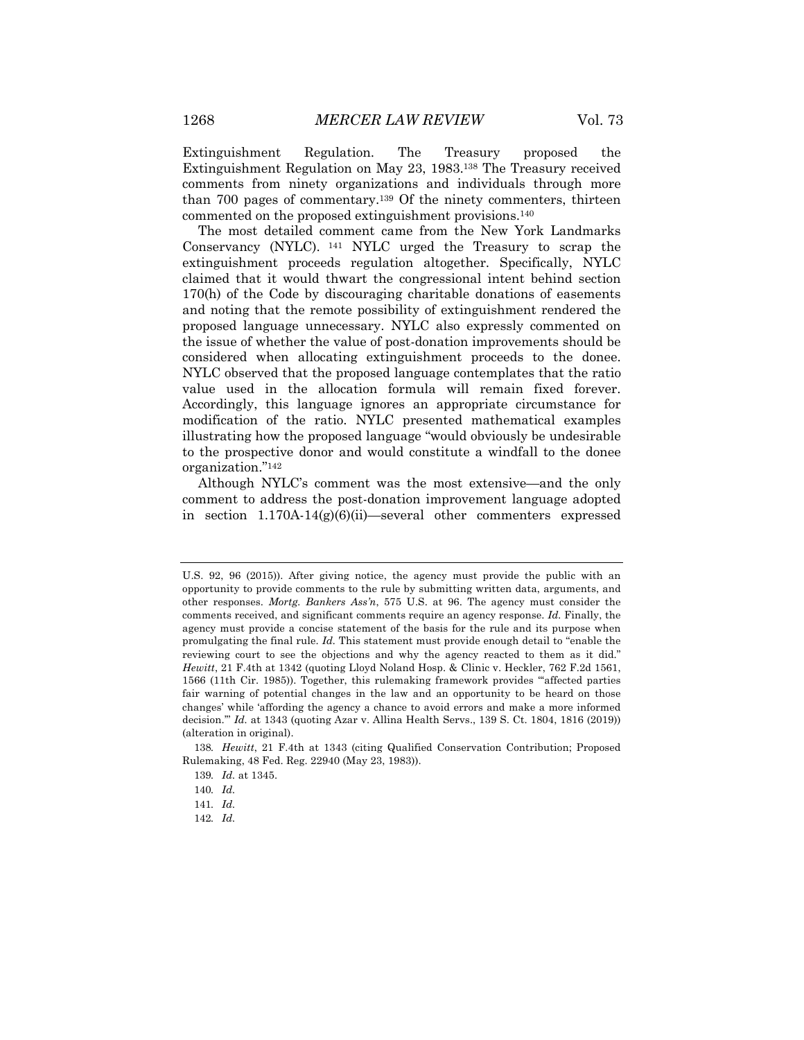Extinguishment Regulation. The Treasury proposed the Extinguishment Regulation on May 23, 1983.[138] The Treasury received comments from ninety organizations and individuals through more than 700 pages of commentary.[139] Of the ninety commenters, thirteen commented on the proposed extinguishment provisions.[140]

The most detailed comment came from the New York Landmarks Conservancy (NYLC).[141] NYLC urged the Treasury to scrap the extinguishment proceeds regulation altogether. Specifically, NYLC claimed that it would thwart the congressional intent behind section 170(h) of the Code by discouraging charitable donations of easements and noting that the remote possibility of extinguishment rendered the proposed language unnecessary. NYLC also expressly commented on the issue of whether the value of post-donation improvements should be considered when allocating extinguishment proceeds to the donee. NYLC observed that the proposed language contemplates that the ratio value used in the allocation formula will remain fixed forever. Accordingly, this language ignores an appropriate circumstance for modification of the ratio. NYLC presented mathematical examples illustrating how the proposed language "would obviously be undesirable to the prospective donor and would constitute a windfall to the donee organization."[142]

Although NYLC's comment was the most extensive—and the only comment to address the post-donation improvement language adopted in section 1.170A-14(g)(6)(ii)—several other commenters expressed

---

U.S. 92, 96 (2015)). After giving notice, the agency must provide the public with an opportunity to provide comments to the rule by submitting written data, arguments, and other responses. *Mortg. Bankers Ass'n*, 575 U.S. at 96. The agency must consider the comments received, and significant comments require an agency response. *Id.* Finally, the agency must provide a concise statement of the basis for the rule and its purpose when promulgating the final rule. *Id.* This statement must provide enough detail to "enable the reviewing court to see the objections and why the agency reacted to them as it did." *Hewitt*, 21 F.4th at 1342 (quoting Lloyd Noland Hosp. & Clinic v. Heckler, 762 F.2d 1561, 1566 (11th Cir. 1985)). Together, this rulemaking framework provides "'affected parties fair warning of potential changes in the law and an opportunity to be heard on those changes' while 'affording the agency a chance to avoid errors and make a more informed decision.'" *Id.* at 1343 (quoting Azar v. Allina Health Servs., 139 S. Ct. 1804, 1816 (2019)) (alteration in original).

138. *Hewitt*, 21 F.4th at 1343 (citing Qualified Conservation Contribution; Proposed Rulemaking, 48 Fed. Reg. 22940 (May 23, 1983)).

139. *Id.* at 1345.

140. *Id.*

141. *Id.*

142. *Id.*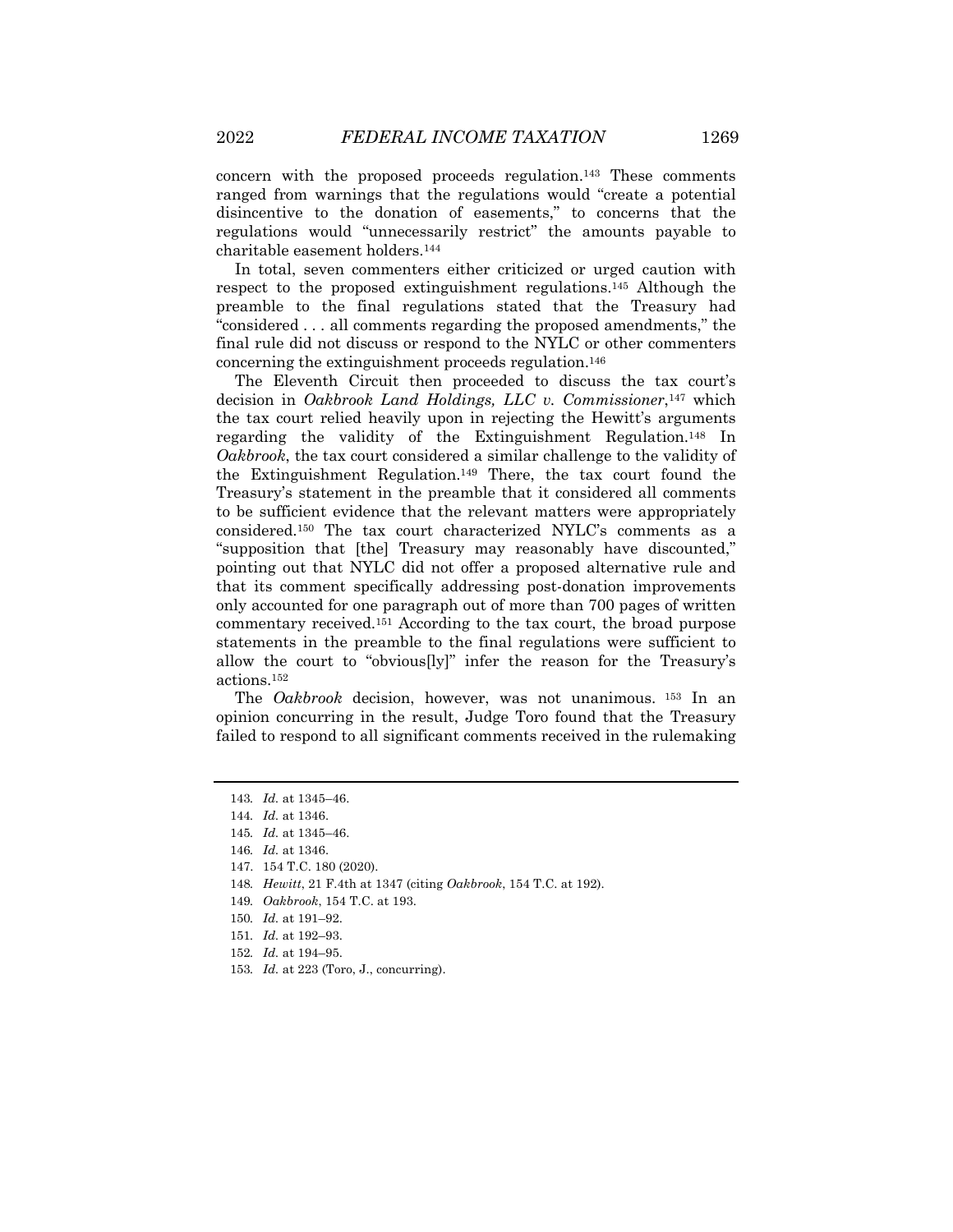concern with the proposed proceeds regulation.[143] These comments ranged from warnings that the regulations would "create a potential disincentive to the donation of easements," to concerns that the regulations would "unnecessarily restrict" the amounts payable to charitable easement holders.[144]

In total, seven commenters either criticized or urged caution with respect to the proposed extinguishment regulations.[145] Although the preamble to the final regulations stated that the Treasury had "considered . . . all comments regarding the proposed amendments," the final rule did not discuss or respond to the NYLC or other commenters concerning the extinguishment proceeds regulation.[146]

The Eleventh Circuit then proceeded to discuss the tax court's decision in *Oakbrook Land Holdings, LLC v. Commissioner*,[147] which the tax court relied heavily upon in rejecting the Hewitt's arguments regarding the validity of the Extinguishment Regulation.[148] In *Oakbrook*, the tax court considered a similar challenge to the validity of the Extinguishment Regulation.[149] There, the tax court found the Treasury's statement in the preamble that it considered all comments to be sufficient evidence that the relevant matters were appropriately considered.[150] The tax court characterized NYLC's comments as a "supposition that [the] Treasury may reasonably have discounted," pointing out that NYLC did not offer a proposed alternative rule and that its comment specifically addressing post-donation improvements only accounted for one paragraph out of more than 700 pages of written commentary received.[151] According to the tax court, the broad purpose statements in the preamble to the final regulations were sufficient to allow the court to "obvious[ly]" infer the reason for the Treasury's actions.[152]

The *Oakbrook* decision, however, was not unanimous.[153] In an opinion concurring in the result, Judge Toro found that the Treasury failed to respond to all significant comments received in the rulemaking

143. *Id.* at 1345–46.

144. *Id.* at 1346.

145. *Id.* at 1345–46.

146. *Id.* at 1346.

147. 154 T.C. 180 (2020).

148. *Hewitt*, 21 F.4th at 1347 (citing *Oakbrook*, 154 T.C. at 192).

149. *Oakbrook*, 154 T.C. at 193.

150. *Id.* at 191–92.

151. *Id.* at 192–93.

152. *Id.* at 194–95.

153. *Id.* at 223 (Toro, J., concurring).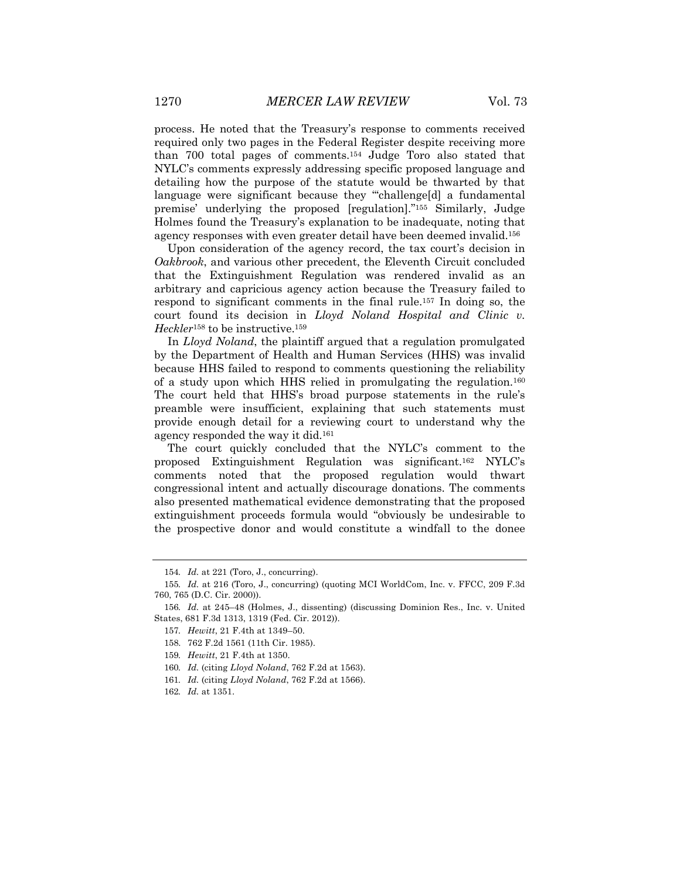process. He noted that the Treasury's response to comments received required only two pages in the Federal Register despite receiving more than 700 total pages of comments.[154] Judge Toro also stated that NYLC's comments expressly addressing specific proposed language and detailing how the purpose of the statute would be thwarted by that language were significant because they "'challenge[d] a fundamental premise' underlying the proposed [regulation]."[155] Similarly, Judge Holmes found the Treasury's explanation to be inadequate, noting that agency responses with even greater detail have been deemed invalid.[156]

Upon consideration of the agency record, the tax court's decision in *Oakbrook*, and various other precedent, the Eleventh Circuit concluded that the Extinguishment Regulation was rendered invalid as an arbitrary and capricious agency action because the Treasury failed to respond to significant comments in the final rule.[157] In doing so, the court found its decision in *Lloyd Noland Hospital and Clinic v. Heckler*[158] to be instructive.[159]

In *Lloyd Noland*, the plaintiff argued that a regulation promulgated by the Department of Health and Human Services (HHS) was invalid because HHS failed to respond to comments questioning the reliability of a study upon which HHS relied in promulgating the regulation.[160] The court held that HHS's broad purpose statements in the rule's preamble were insufficient, explaining that such statements must provide enough detail for a reviewing court to understand why the agency responded the way it did.[161]

The court quickly concluded that the NYLC's comment to the proposed Extinguishment Regulation was significant.[162] NYLC's comments noted that the proposed regulation would thwart congressional intent and actually discourage donations. The comments also presented mathematical evidence demonstrating that the proposed extinguishment proceeds formula would "obviously be undesirable to the prospective donor and would constitute a windfall to the donee

---

154. *Id.* at 221 (Toro, J., concurring).

155. *Id.* at 216 (Toro, J., concurring) (quoting MCI WorldCom, Inc. v. FFCC, 209 F.3d 760, 765 (D.C. Cir. 2000)).

156. *Id.* at 245–48 (Holmes, J., dissenting) (discussing Dominion Res., Inc. v. United States, 681 F.3d 1313, 1319 (Fed. Cir. 2012)).

157. *Hewitt*, 21 F.4th at 1349–50.

158. 762 F.2d 1561 (11th Cir. 1985).

159. *Hewitt*, 21 F.4th at 1350.

160. *Id.* (citing *Lloyd Noland*, 762 F.2d at 1563).

161. *Id.* (citing *Lloyd Noland*, 762 F.2d at 1566).

162. *Id.* at 1351.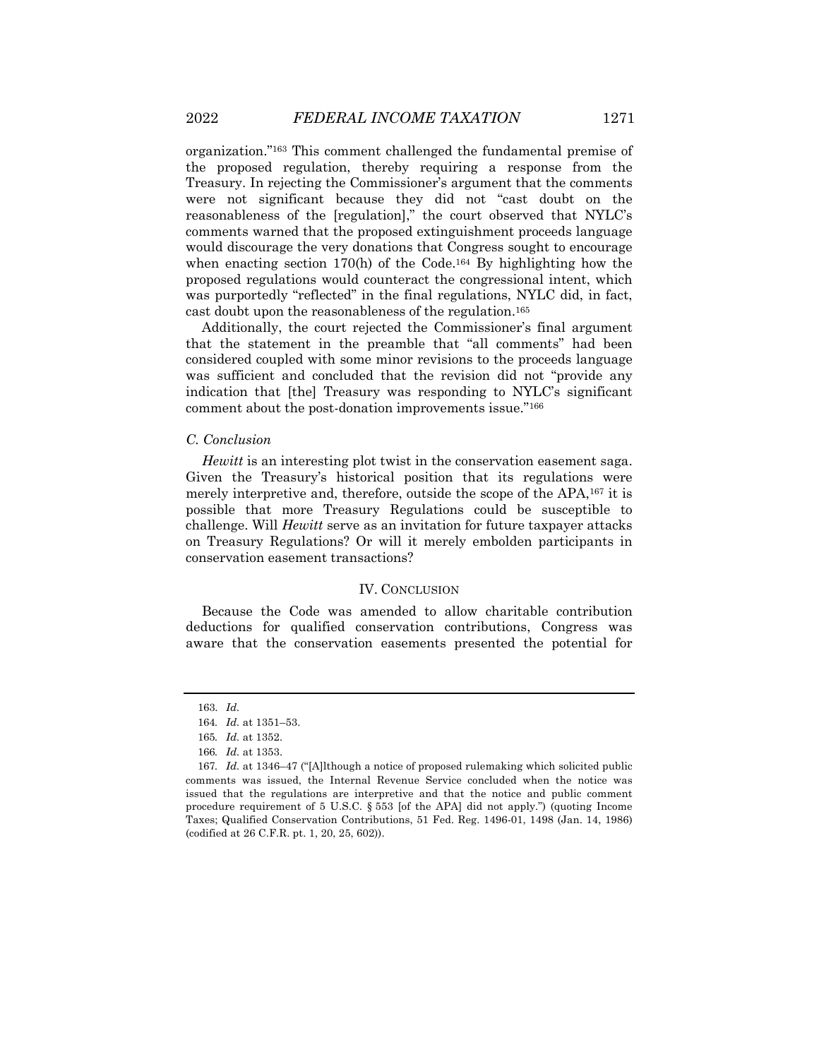organization."[163] This comment challenged the fundamental premise of the proposed regulation, thereby requiring a response from the Treasury. In rejecting the Commissioner's argument that the comments were not significant because they did not "cast doubt on the reasonableness of the [regulation]," the court observed that NYLC's comments warned that the proposed extinguishment proceeds language would discourage the very donations that Congress sought to encourage when enacting section 170(h) of the Code.[164] By highlighting how the proposed regulations would counteract the congressional intent, which was purportedly "reflected" in the final regulations, NYLC did, in fact, cast doubt upon the reasonableness of the regulation.[165]

Additionally, the court rejected the Commissioner's final argument that the statement in the preamble that "all comments" had been considered coupled with some minor revisions to the proceeds language was sufficient and concluded that the revision did not "provide any indication that [the] Treasury was responding to NYLC's significant comment about the post-donation improvements issue."[166]

### *C. Conclusion*

*Hewitt* is an interesting plot twist in the conservation easement saga. Given the Treasury's historical position that its regulations were merely interpretive and, therefore, outside the scope of the APA,[167] it is possible that more Treasury Regulations could be susceptible to challenge. Will *Hewitt* serve as an invitation for future taxpayer attacks on Treasury Regulations? Or will it merely embolden participants in conservation easement transactions?

## IV. CONCLUSION

Because the Code was amended to allow charitable contribution deductions for qualified conservation contributions, Congress was aware that the conservation easements presented the potential for

---

163. *Id.*

164. *Id.* at 1351–53.

165. *Id.* at 1352.

166. *Id.* at 1353.

167. *Id.* at 1346–47 ("[A]lthough a notice of proposed rulemaking which solicited public comments was issued, the Internal Revenue Service concluded when the notice was issued that the regulations are interpretive and that the notice and public comment procedure requirement of 5 U.S.C. § 553 [of the APA] did not apply.") (quoting Income Taxes; Qualified Conservation Contributions, 51 Fed. Reg. 1496-01, 1498 (Jan. 14, 1986) (codified at 26 C.F.R. pt. 1, 20, 25, 602)).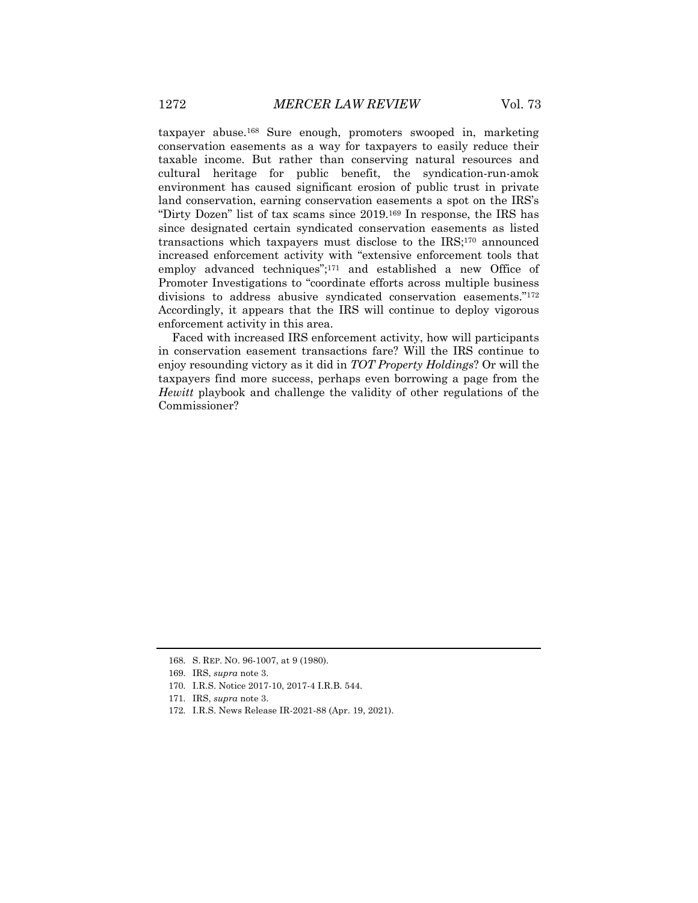taxpayer abuse.[168] Sure enough, promoters swooped in, marketing conservation easements as a way for taxpayers to easily reduce their taxable income. But rather than conserving natural resources and cultural heritage for public benefit, the syndication-run-amok environment has caused significant erosion of public trust in private land conservation, earning conservation easements a spot on the IRS's "Dirty Dozen" list of tax scams since 2019.[169] In response, the IRS has since designated certain syndicated conservation easements as listed transactions which taxpayers must disclose to the IRS;[170] announced increased enforcement activity with "extensive enforcement tools that employ advanced techniques";[171] and established a new Office of Promoter Investigations to "coordinate efforts across multiple business divisions to address abusive syndicated conservation easements."[172] Accordingly, it appears that the IRS will continue to deploy vigorous enforcement activity in this area.

Faced with increased IRS enforcement activity, how will participants in conservation easement transactions fare? Will the IRS continue to enjoy resounding victory as it did in *TOT Property Holdings*? Or will the taxpayers find more success, perhaps even borrowing a page from the *Hewitt* playbook and challenge the validity of other regulations of the Commissioner?

---

168. S. REP. NO. 96-1007, at 9 (1980).

169. IRS, *supra* note 3.

170. I.R.S. Notice 2017-10, 2017-4 I.R.B. 544.

171. IRS, *supra* note 3.

172. I.R.S. News Release IR-2021-88 (Apr. 19, 2021).